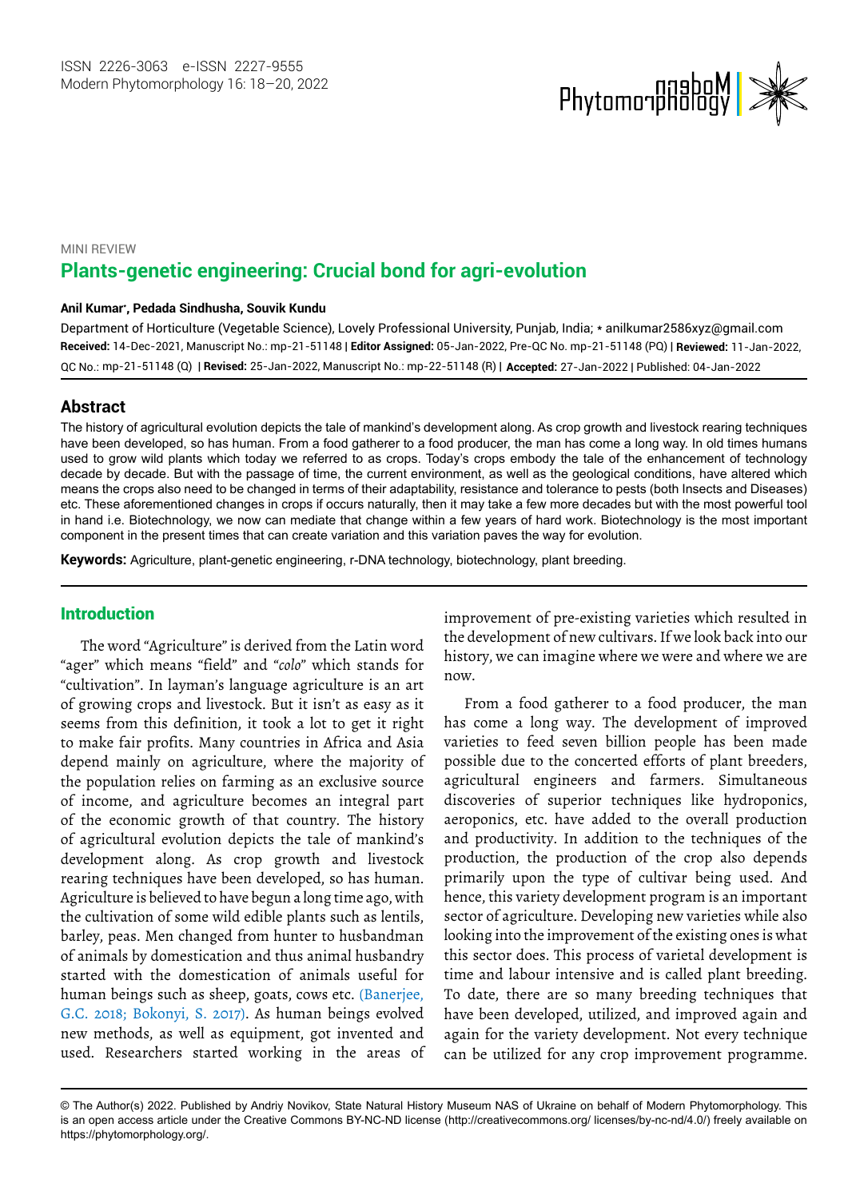MINI REVIEW

# Plants-genetic engineering: Crucial bond for agri-evolution

**Anil Kumar*, Pedada Sindhusha, Souvik Kundu**

Department of Horticulture (Vegetable Science), Lovely Professional University, Punjab, India; * anilkumar2586xyz@gmail.com

**Received:** 14-Dec-2021, Manuscript No.: mp-21-51148 | **Editor Assigned:** 05-Jan-2022, Pre-QC No. mp-21-51148 (PQ) | **Reviewed:** 11-Jan-2022, QC No.: mp-21-51148 (Q) | **Revised:** 25-Jan-2022, Manuscript No.: mp-22-51148 (R) | **Accepted:** 27-Jan-2022 | Published: 04-Jan-2022

## Abstract

The history of agricultural evolution depicts the tale of mankind's development along. As crop growth and livestock rearing techniques have been developed, so has human. From a food gatherer to a food producer, the man has come a long way. In old times humans used to grow wild plants which today we referred to as crops. Today's crops embody the tale of the enhancement of technology decade by decade. But with the passage of time, the current environment, as well as the geological conditions, have altered which means the crops also need to be changed in terms of their adaptability, resistance and tolerance to pests (both Insects and Diseases) etc. These aforementioned changes in crops if occurs naturally, then it may take a few more decades but with the most powerful tool in hand i.e. Biotechnology, we now can mediate that change within a few years of hard work. Biotechnology is the most important component in the present times that can create variation and this variation paves the way for evolution.

**Keywords:** Agriculture, plant-genetic engineering, r-DNA technology, biotechnology, plant breeding.

## Introduction

The word "Agriculture" is derived from the Latin word "ager" which means "field" and "*colo*" which stands for "cultivation". In layman's language agriculture is an art of growing crops and livestock. But it isn't as easy as it seems from this definition, it took a lot to get it right to make fair profits. Many countries in Africa and Asia depend mainly on agriculture, where the majority of the population relies on farming as an exclusive source of income, and agriculture becomes an integral part of the economic growth of that country. The history of agricultural evolution depicts the tale of mankind's development along. As crop growth and livestock rearing techniques have been developed, so has human. Agriculture is believed to have begun a long time ago, with the cultivation of some wild edible plants such as lentils, barley, peas. Men changed from hunter to husbandman of animals by domestication and thus animal husbandry started with the domestication of animals useful for human beings such as sheep, goats, cows etc. (Banerjee, G.C. 2018; Bokonyi, S. 2017). As human beings evolved new methods, as well as equipment, got invented and used. Researchers started working in the areas of improvement of pre-existing varieties which resulted in the development of new cultivars. If we look back into our history, we can imagine where we were and where we are now.

From a food gatherer to a food producer, the man has come a long way. The development of improved varieties to feed seven billion people has been made possible due to the concerted efforts of plant breeders, agricultural engineers and farmers. Simultaneous discoveries of superior techniques like hydroponics, aeroponics, etc. have added to the overall production and productivity. In addition to the techniques of the production, the production of the crop also depends primarily upon the type of cultivar being used. And hence, this variety development program is an important sector of agriculture. Developing new varieties while also looking into the improvement of the existing ones is what this sector does. This process of varietal development is time and labour intensive and is called plant breeding. To date, there are so many breeding techniques that have been developed, utilized, and improved again and again for the variety development. Not every technique can be utilized for any crop improvement programme.

© The Author(s) 2022. Published by Andriy Novikov, State Natural History Museum NAS of Ukraine on behalf of Modern Phytomorphology. This is an open access article under the Creative Commons BY-NC-ND license (http://creativecommons.org/ licenses/by-nc-nd/4.0/) freely available on https://phytomorphology.org/.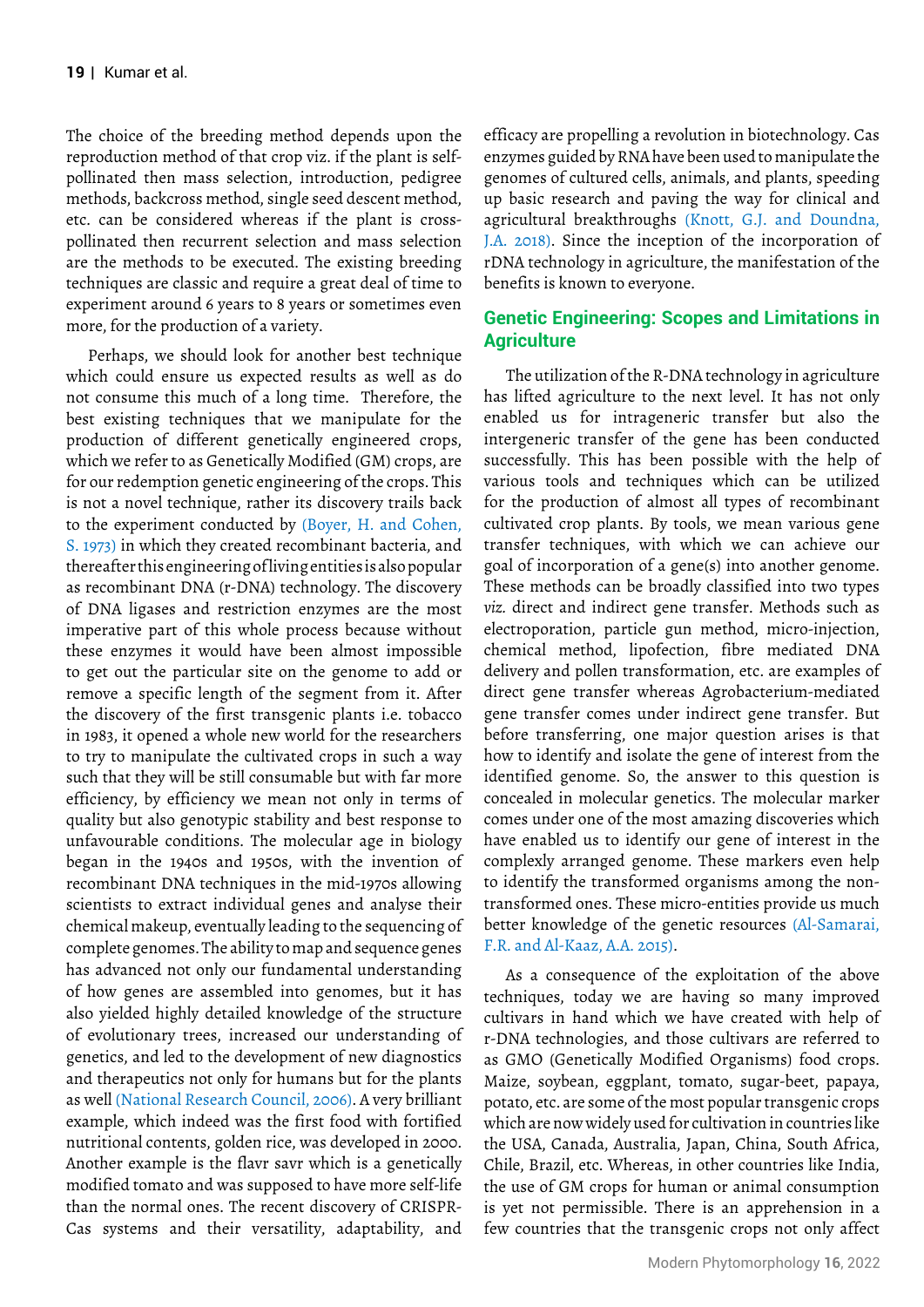The choice of the breeding method depends upon the reproduction method of that crop viz. if the plant is self-pollinated then mass selection, introduction, pedigree methods, backcross method, single seed descent method, etc. can be considered whereas if the plant is cross-pollinated then recurrent selection and mass selection are the methods to be executed. The existing breeding techniques are classic and require a great deal of time to experiment around 6 years to 8 years or sometimes even more, for the production of a variety.

Perhaps, we should look for another best technique which could ensure us expected results as well as do not consume this much of a long time. Therefore, the best existing techniques that we manipulate for the production of different genetically engineered crops, which we refer to as Genetically Modified (GM) crops, are for our redemption genetic engineering of the crops. This is not a novel technique, rather its discovery trails back to the experiment conducted by (Boyer, H. and Cohen, S. 1973) in which they created recombinant bacteria, and thereafter this engineering of living entities is also popular as recombinant DNA (r-DNA) technology. The discovery of DNA ligases and restriction enzymes are the most imperative part of this whole process because without these enzymes it would have been almost impossible to get out the particular site on the genome to add or remove a specific length of the segment from it. After the discovery of the first transgenic plants i.e. tobacco in 1983, it opened a whole new world for the researchers to try to manipulate the cultivated crops in such a way such that they will be still consumable but with far more efficiency, by efficiency we mean not only in terms of quality but also genotypic stability and best response to unfavourable conditions. The molecular age in biology began in the 1940s and 1950s, with the invention of recombinant DNA techniques in the mid-1970s allowing scientists to extract individual genes and analyse their chemical makeup, eventually leading to the sequencing of complete genomes. The ability to map and sequence genes has advanced not only our fundamental understanding of how genes are assembled into genomes, but it has also yielded highly detailed knowledge of the structure of evolutionary trees, increased our understanding of genetics, and led to the development of new diagnostics and therapeutics not only for humans but for the plants as well (National Research Council, 2006). A very brilliant example, which indeed was the first food with fortified nutritional contents, golden rice, was developed in 2000. Another example is the flavr savr which is a genetically modified tomato and was supposed to have more self-life than the normal ones. The recent discovery of CRISPR-Cas systems and their versatility, adaptability, and efficacy are propelling a revolution in biotechnology. Cas enzymes guided by RNA have been used to manipulate the genomes of cultured cells, animals, and plants, speeding up basic research and paving the way for clinical and agricultural breakthroughs (Knott, G.J. and Doundna, J.A. 2018). Since the inception of the incorporation of rDNA technology in agriculture, the manifestation of the benefits is known to everyone.

## Genetic Engineering: Scopes and Limitations in Agriculture

The utilization of the R-DNA technology in agriculture has lifted agriculture to the next level. It has not only enabled us for intrageneric transfer but also the intergeneric transfer of the gene has been conducted successfully. This has been possible with the help of various tools and techniques which can be utilized for the production of almost all types of recombinant cultivated crop plants. By tools, we mean various gene transfer techniques, with which we can achieve our goal of incorporation of a gene(s) into another genome. These methods can be broadly classified into two types *viz.* direct and indirect gene transfer. Methods such as electroporation, particle gun method, micro-injection, chemical method, lipofection, fibre mediated DNA delivery and pollen transformation, etc. are examples of direct gene transfer whereas Agrobacterium-mediated gene transfer comes under indirect gene transfer. But before transferring, one major question arises is that how to identify and isolate the gene of interest from the identified genome. So, the answer to this question is concealed in molecular genetics. The molecular marker comes under one of the most amazing discoveries which have enabled us to identify our gene of interest in the complexly arranged genome. These markers even help to identify the transformed organisms among the non-transformed ones. These micro-entities provide us much better knowledge of the genetic resources (Al-Samarai, F.R. and Al-Kaaz, A.A. 2015).

As a consequence of the exploitation of the above techniques, today we are having so many improved cultivars in hand which we have created with help of r-DNA technologies, and those cultivars are referred to as GMO (Genetically Modified Organisms) food crops. Maize, soybean, eggplant, tomato, sugar-beet, papaya, potato, etc. are some of the most popular transgenic crops which are now widely used for cultivation in countries like the USA, Canada, Australia, Japan, China, South Africa, Chile, Brazil, etc. Whereas, in other countries like India, the use of GM crops for human or animal consumption is yet not permissible. There is an apprehension in a few countries that the transgenic crops not only affect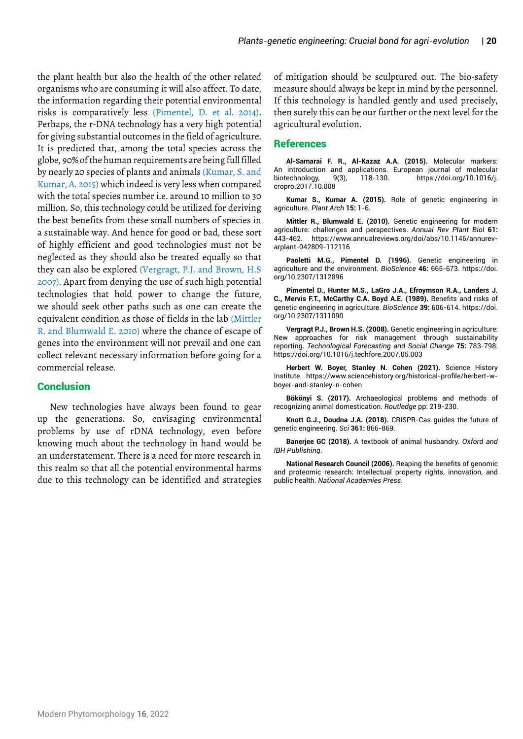the plant health but also the health of the other related organisms who are consuming it will also affect. To date, the information regarding their potential environmental risks is comparatively less (Pimentel, D. et al. 2014). Perhaps, the r-DNA technology has a very high potential for giving substantial outcomes in the field of agriculture. It is predicted that, among the total species across the globe, 90% of the human requirements are being full filled by nearly 20 species of plants and animals (Kumar, S. and Kumar, A. 2015) which indeed is very less when compared with the total species number i.e. around 10 million to 30 million. So, this technology could be utilized for deriving the best benefits from these small numbers of species in a sustainable way. And hence for good or bad, these sort of highly efficient and good technologies must not be neglected as they should also be treated equally so that they can also be explored (Vergragt, P.J. and Brown, H.S 2007). Apart from denying the use of such high potential technologies that hold power to change the future, we should seek other paths such as one can create the equivalent condition as those of fields in the lab (Mittler R. and Blumwald E. 2010) where the chance of escape of genes into the environment will not prevail and one can collect relevant necessary information before going for a commercial release.

## Conclusion

New technologies have always been found to gear up the generations. So, envisaging environmental problems by use of rDNA technology, even before knowing much about the technology in hand would be an understatement. There is a need for more research in this realm so that all the potential environmental harms due to this technology can be identified and strategies of mitigation should be sculptured out. The bio-safety measure should always be kept in mind by the personnel. If this technology is handled gently and used precisely, then surely this can be our further or the next level for the agricultural evolution.

## References

**Al-Samarai F. R., Al-Kazaz A.A. (2015).** Molecular markers: An introduction and applications. European journal of molecular biotechnology, 9(3), 118-130. https://doi.org/10.1016/j.cropro.2017.10.008

**Kumar S., Kumar A. (2015).** Role of genetic engineering in agriculture. *Plant Arch* **15:** 1-6.

**Mittler R., Blumwald E. (2010).** Genetic engineering for modern agriculture: challenges and perspectives. *Annual Rev Plant Biol* **61:** 443-462. https://www.annualreviews.org/doi/abs/10.1146/annurev-arplant-042809-112116

**Paoletti M.G., Pimentel D. (1996).** Genetic engineering in agriculture and the environment. *BioScience* **46:** 665-673. https://doi.org/10.2307/1312896

**Pimentel D., Hunter M.S., LaGro J.A., Efroymson R.A., Landers J. C., Mervis F.T., McCarthy C.A. Boyd A.E. (1989).** Benefits and risks of genetic engineering in agriculture. *BioScience* **39:** 606-614. https://doi.org/10.2307/1311090

**Vergragt P.J., Brown H.S. (2008).** Genetic engineering in agriculture: New approaches for risk management through sustainability reporting. *Technological Forecasting and Social Change* **75:** 783-798. https://doi.org/10.1016/j.techfore.2007.05.003

**Herbert W. Boyer, Stanley N. Cohen (2021).** Science History Institute. https://www.sciencehistory.org/historical-profile/herbert-w-boyer-and-stanley-n-cohen

**Bökönyi S. (2017).** Archaeological problems and methods of recognizing animal domestication. *Routledge* pp: 219-230.

**Knott G.J., Doudna J.A. (2018).** CRISPR-Cas guides the future of genetic engineering. *Sci* **361:** 866-869.

**Banerjee GC (2018).** A textbook of animal husbandry. *Oxford and IBH Publishing*.

**National Research Council (2006).** Reaping the benefits of genomic and proteomic research: Intellectual property rights, innovation, and public health. *National Academies Press*.